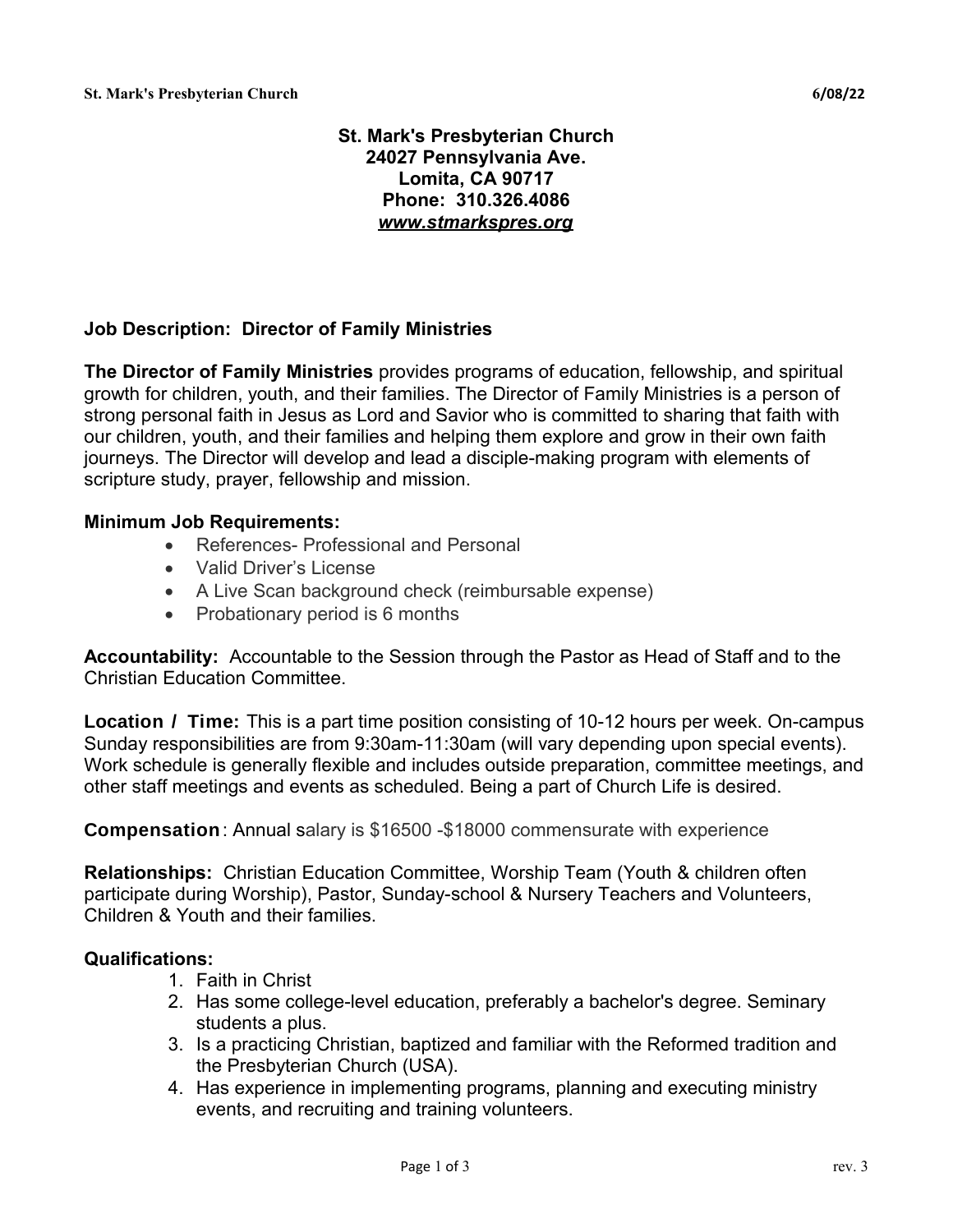**St. Mark's Presbyterian Church**
**24027 Pennsylvania Ave.**
**Lomita, CA 90717**
**Phone: 310.326.4086**
***www.stmarkspres.org***

## Job Description: Director of Family Ministries

**The Director of Family Ministries** provides programs of education, fellowship, and spiritual growth for children, youth, and their families. The Director of Family Ministries is a person of strong personal faith in Jesus as Lord and Savior who is committed to sharing that faith with our children, youth, and their families and helping them explore and grow in their own faith journeys. The Director will develop and lead a disciple-making program with elements of scripture study, prayer, fellowship and mission.

**Minimum Job Requirements:**

- References- Professional and Personal
- Valid Driver's License
- A Live Scan background check (reimbursable expense)
- Probationary period is 6 months

**Accountability:** Accountable to the Session through the Pastor as Head of Staff and to the Christian Education Committee.

**Location / Time:** This is a part time position consisting of 10-12 hours per week. On-campus Sunday responsibilities are from 9:30am-11:30am (will vary depending upon special events). Work schedule is generally flexible and includes outside preparation, committee meetings, and other staff meetings and events as scheduled. Being a part of Church Life is desired.

**Compensation**: Annual salary is $16500 -$18000 commensurate with experience

**Relationships:** Christian Education Committee, Worship Team (Youth & children often participate during Worship), Pastor, Sunday-school & Nursery Teachers and Volunteers, Children & Youth and their families.

**Qualifications:**

1. Faith in Christ
2. Has some college-level education, preferably a bachelor's degree. Seminary students a plus.
3. Is a practicing Christian, baptized and familiar with the Reformed tradition and the Presbyterian Church (USA).
4. Has experience in implementing programs, planning and executing ministry events, and recruiting and training volunteers.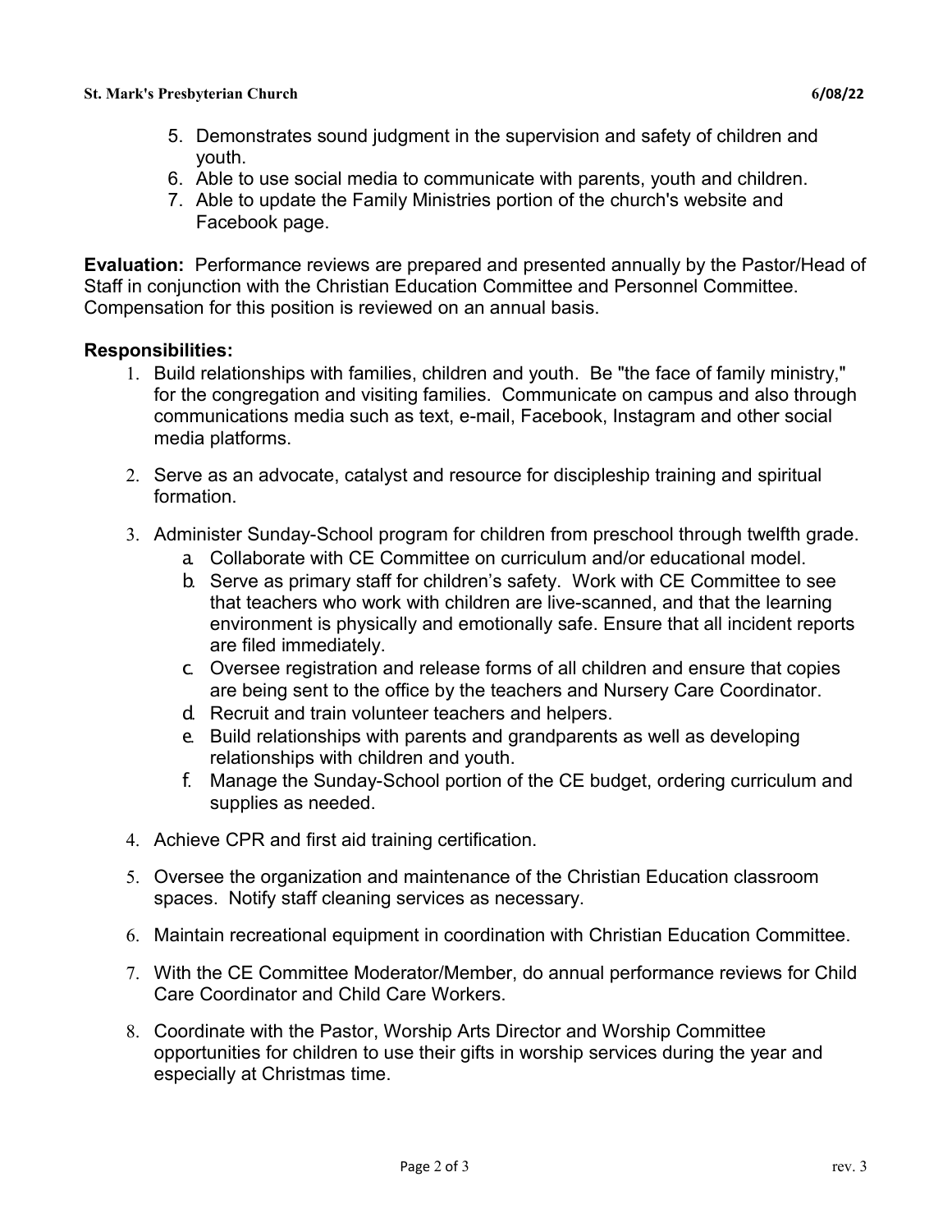5. Demonstrates sound judgment in the supervision and safety of children and youth.
6. Able to use social media to communicate with parents, youth and children.
7. Able to update the Family Ministries portion of the church's website and Facebook page.

**Evaluation:** Performance reviews are prepared and presented annually by the Pastor/Head of Staff in conjunction with the Christian Education Committee and Personnel Committee. Compensation for this position is reviewed on an annual basis.

**Responsibilities:**

1. Build relationships with families, children and youth. Be "the face of family ministry," for the congregation and visiting families. Communicate on campus and also through communications media such as text, e-mail, Facebook, Instagram and other social media platforms.

2. Serve as an advocate, catalyst and resource for discipleship training and spiritual formation.

3. Administer Sunday-School program for children from preschool through twelfth grade.
    a. Collaborate with CE Committee on curriculum and/or educational model.
    b. Serve as primary staff for children's safety. Work with CE Committee to see that teachers who work with children are live-scanned, and that the learning environment is physically and emotionally safe. Ensure that all incident reports are filed immediately.
    c. Oversee registration and release forms of all children and ensure that copies are being sent to the office by the teachers and Nursery Care Coordinator.
    d. Recruit and train volunteer teachers and helpers.
    e. Build relationships with parents and grandparents as well as developing relationships with children and youth.
    f. Manage the Sunday-School portion of the CE budget, ordering curriculum and supplies as needed.

4. Achieve CPR and first aid training certification.

5. Oversee the organization and maintenance of the Christian Education classroom spaces. Notify staff cleaning services as necessary.

6. Maintain recreational equipment in coordination with Christian Education Committee.

7. With the CE Committee Moderator/Member, do annual performance reviews for Child Care Coordinator and Child Care Workers.

8. Coordinate with the Pastor, Worship Arts Director and Worship Committee opportunities for children to use their gifts in worship services during the year and especially at Christmas time.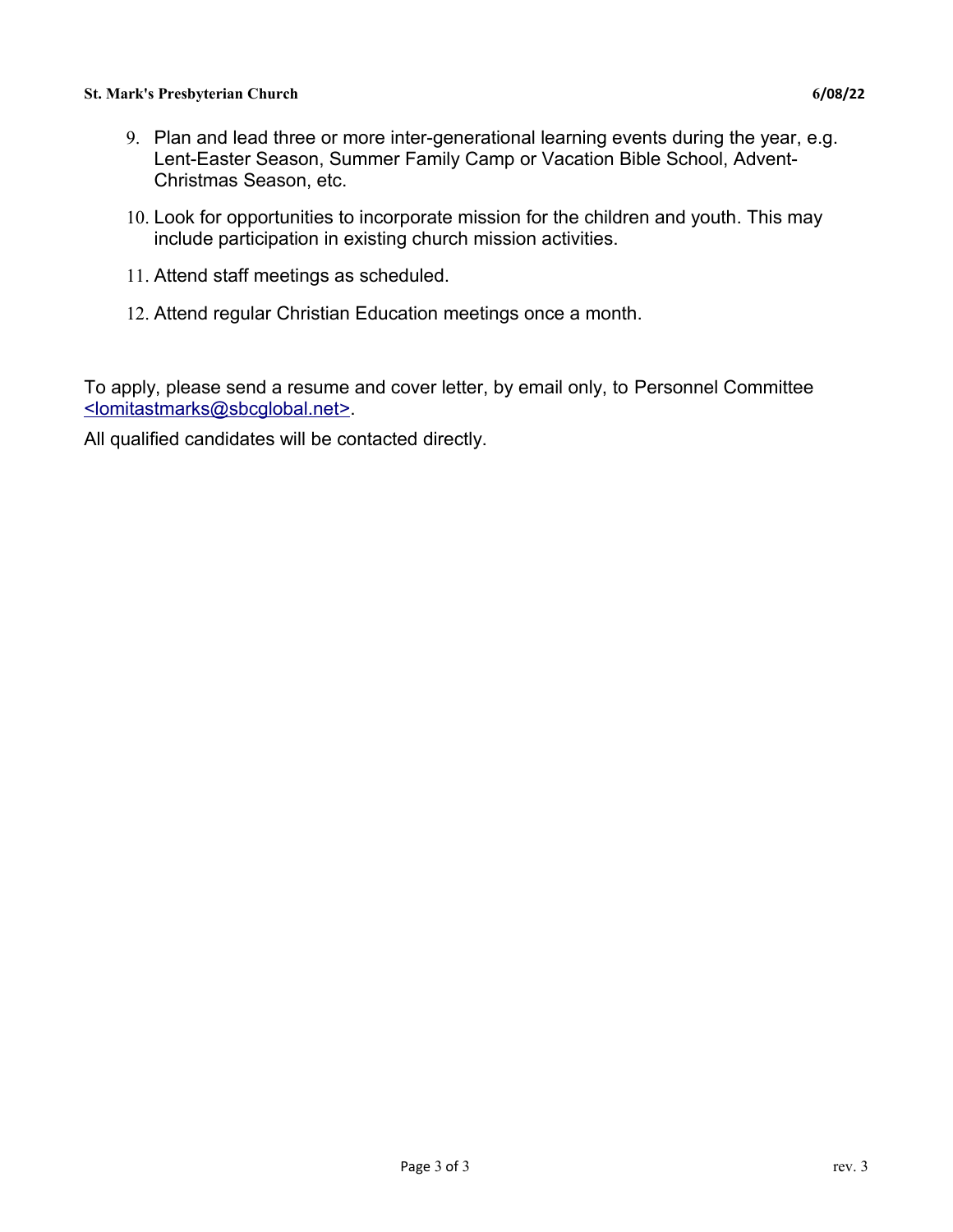9. Plan and lead three or more inter-generational learning events during the year, e.g. Lent-Easter Season, Summer Family Camp or Vacation Bible School, Advent-Christmas Season, etc.

10. Look for opportunities to incorporate mission for the children and youth. This may include participation in existing church mission activities.

11. Attend staff meetings as scheduled.

12. Attend regular Christian Education meetings once a month.

To apply, please send a resume and cover letter, by email only, to Personnel Committee <lomitastmarks@sbcglobal.net>.

All qualified candidates will be contacted directly.